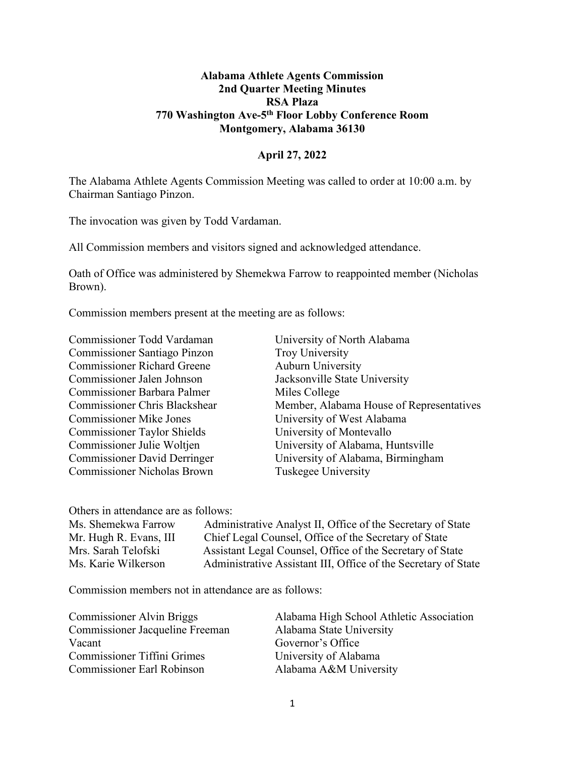**Alabama Athlete Agents Commission**
**2nd Quarter Meeting Minutes**
**RSA Plaza**
**770 Washington Ave-5th Floor Lobby Conference Room**
**Montgomery, Alabama 36130**

**April 27, 2022**

The Alabama Athlete Agents Commission Meeting was called to order at 10:00 a.m. by Chairman Santiago Pinzon.

The invocation was given by Todd Vardaman.

All Commission members and visitors signed and acknowledged attendance.

Oath of Office was administered by Shemekwa Farrow to reappointed member (Nicholas Brown).

Commission members present at the meeting are as follows:

| | |
|---|---|
| Commissioner Todd Vardaman | University of North Alabama |
| Commissioner Santiago Pinzon | Troy University |
| Commissioner Richard Greene | Auburn University |
| Commissioner Jalen Johnson | Jacksonville State University |
| Commissioner Barbara Palmer | Miles College |
| Commissioner Chris Blackshear | Member, Alabama House of Representatives |
| Commissioner Mike Jones | University of West Alabama |
| Commissioner Taylor Shields | University of Montevallo |
| Commissioner Julie Woltjen | University of Alabama, Huntsville |
| Commissioner David Derringer | University of Alabama, Birmingham |
| Commissioner Nicholas Brown | Tuskegee University |

Others in attendance are as follows:

| | |
|---|---|
| Ms. Shemekwa Farrow | Administrative Analyst II, Office of the Secretary of State |
| Mr. Hugh R. Evans, III | Chief Legal Counsel, Office of the Secretary of State |
| Mrs. Sarah Telofski | Assistant Legal Counsel, Office of the Secretary of State |
| Ms. Karie Wilkerson | Administrative Assistant III, Office of the Secretary of State |

Commission members not in attendance are as follows:

| | |
|---|---|
| Commissioner Alvin Briggs | Alabama High School Athletic Association |
| Commissioner Jacqueline Freeman | Alabama State University |
| Vacant | Governor's Office |
| Commissioner Tiffini Grimes | University of Alabama |
| Commissioner Earl Robinson | Alabama A&M University |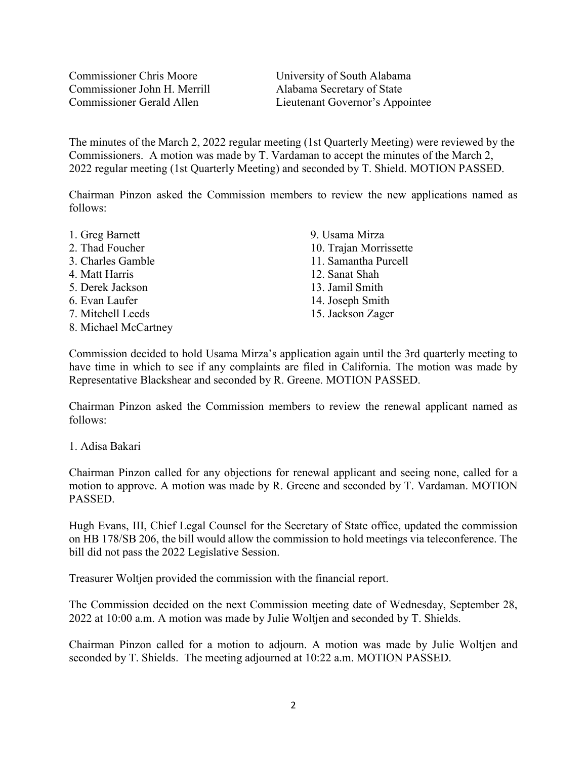| | |
|---|---|
| Commissioner Chris Moore | University of South Alabama |
| Commissioner John H. Merrill | Alabama Secretary of State |
| Commissioner Gerald Allen | Lieutenant Governor's Appointee |

The minutes of the March 2, 2022 regular meeting (1st Quarterly Meeting) were reviewed by the Commissioners. A motion was made by T. Vardaman to accept the minutes of the March 2, 2022 regular meeting (1st Quarterly Meeting) and seconded by T. Shield. MOTION PASSED.

Chairman Pinzon asked the Commission members to review the new applications named as follows:

1. Greg Barnett
2. Thad Foucher
3. Charles Gamble
4. Matt Harris
5. Derek Jackson
6. Evan Laufer
7. Mitchell Leeds
8. Michael McCartney
9. Usama Mirza
10. Trajan Morrissette
11. Samantha Purcell
12. Sanat Shah
13. Jamil Smith
14. Joseph Smith
15. Jackson Zager

Commission decided to hold Usama Mirza's application again until the 3rd quarterly meeting to have time in which to see if any complaints are filed in California. The motion was made by Representative Blackshear and seconded by R. Greene. MOTION PASSED.

Chairman Pinzon asked the Commission members to review the renewal applicant named as follows:

1. Adisa Bakari

Chairman Pinzon called for any objections for renewal applicant and seeing none, called for a motion to approve. A motion was made by R. Greene and seconded by T. Vardaman. MOTION PASSED.

Hugh Evans, III, Chief Legal Counsel for the Secretary of State office, updated the commission on HB 178/SB 206, the bill would allow the commission to hold meetings via teleconference. The bill did not pass the 2022 Legislative Session.

Treasurer Woltjen provided the commission with the financial report.

The Commission decided on the next Commission meeting date of Wednesday, September 28, 2022 at 10:00 a.m. A motion was made by Julie Woltjen and seconded by T. Shields.

Chairman Pinzon called for a motion to adjourn. A motion was made by Julie Woltjen and seconded by T. Shields. The meeting adjourned at 10:22 a.m. MOTION PASSED.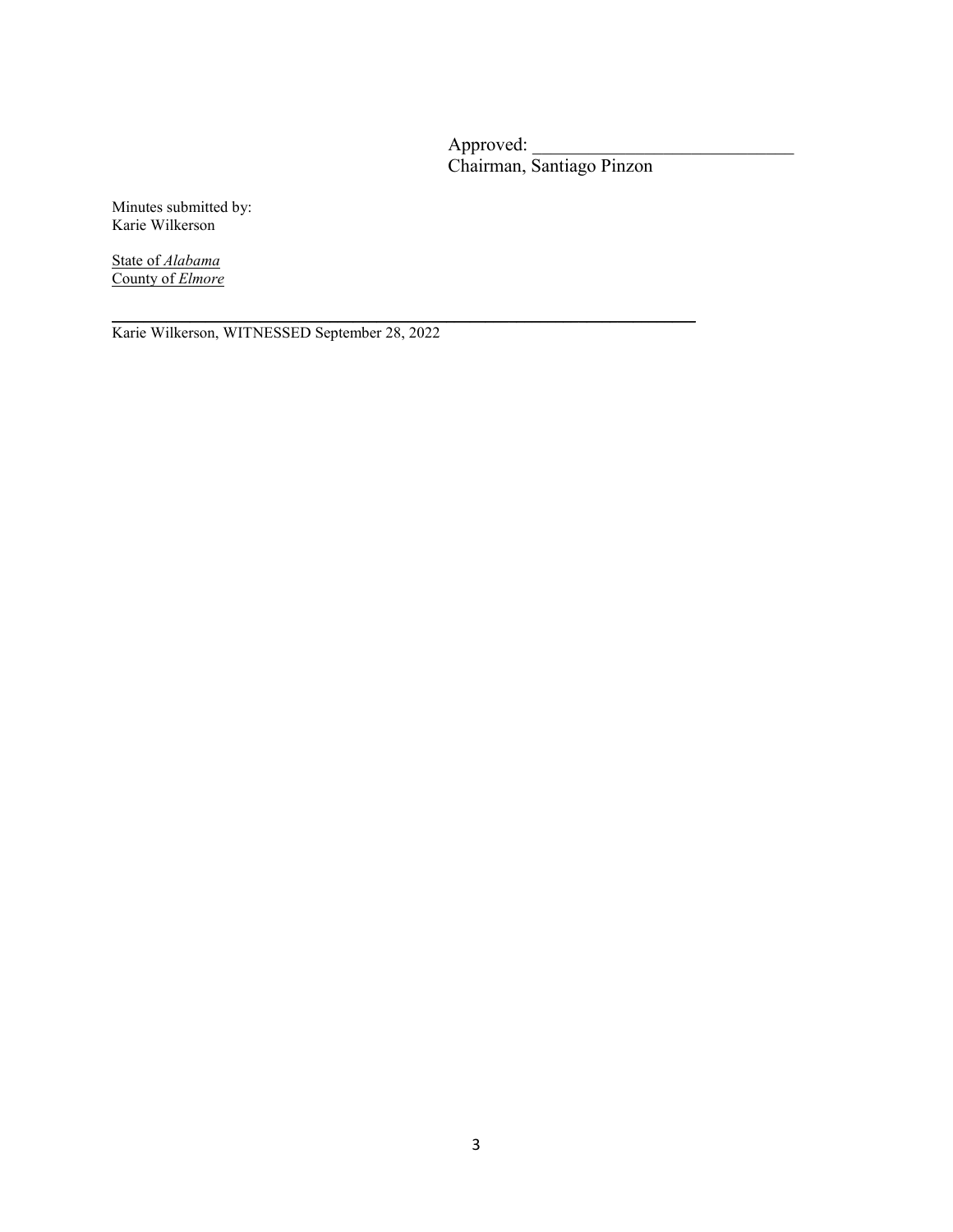Approved: ____________________________
Chairman, Santiago Pinzon

Minutes submitted by:
Karie Wilkerson

State of *Alabama*
County of *Elmore*

_______________________________________________________________

Karie Wilkerson, WITNESSED September 28, 2022